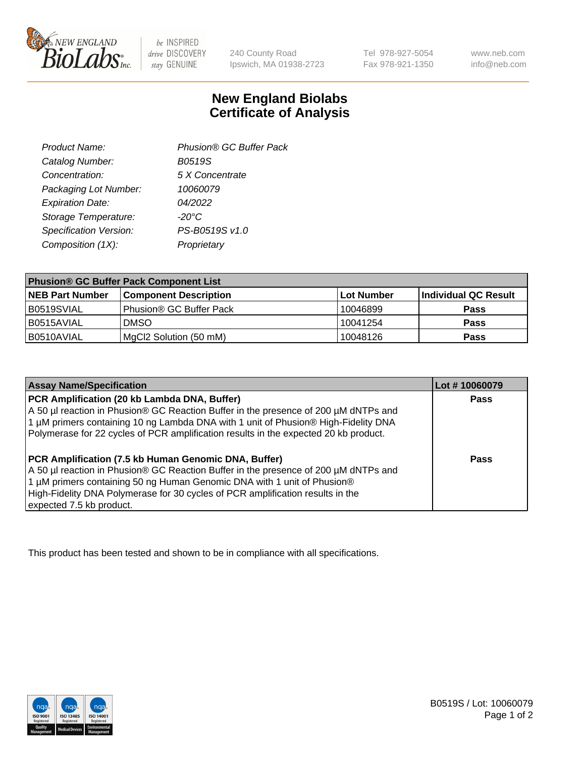240 County Road
Ipswich, MA 01938-2723

Tel 978-927-5054
Fax 978-921-1350

www.neb.com
info@neb.com

# New England Biolabs
# Certificate of Analysis

| | |
|---|---|
| *Product Name:* | *Phusion® GC Buffer Pack* |
| *Catalog Number:* | *B0519S* |
| *Concentration:* | *5 X Concentrate* |
| *Packaging Lot Number:* | *10060079* |
| *Expiration Date:* | *04/2022* |
| *Storage Temperature:* | *-20°C* |
| *Specification Version:* | *PS-B0519S v1.0* |
| *Composition (1X):* | *Proprietary* |

| Phusion® GC Buffer Pack Component List | | | |
|---|---|---|---|
| **NEB Part Number** | **Component Description** | **Lot Number** | **Individual QC Result** |
| B0519SVIAL | Phusion® GC Buffer Pack | 10046899 | **Pass** |
| B0515AVIAL | DMSO | 10041254 | **Pass** |
| B0510AVIAL | MgCl2 Solution (50 mM) | 10048126 | **Pass** |

| Assay Name/Specification | Lot # 10060079 |
|---|---|
| **PCR Amplification (20 kb Lambda DNA, Buffer)** A 50 µl reaction in Phusion® GC Reaction Buffer in the presence of 200 µM dNTPs and 1 µM primers containing 10 ng Lambda DNA with 1 unit of Phusion® High-Fidelity DNA Polymerase for 22 cycles of PCR amplification results in the expected 20 kb product. | **Pass** |
| **PCR Amplification (7.5 kb Human Genomic DNA, Buffer)** A 50 µl reaction in Phusion® GC Reaction Buffer in the presence of 200 µM dNTPs and 1 µM primers containing 50 ng Human Genomic DNA with 1 unit of Phusion® High-Fidelity DNA Polymerase for 30 cycles of PCR amplification results in the expected 7.5 kb product. | **Pass** |

This product has been tested and shown to be in compliance with all specifications.

B0519S / Lot: 10060079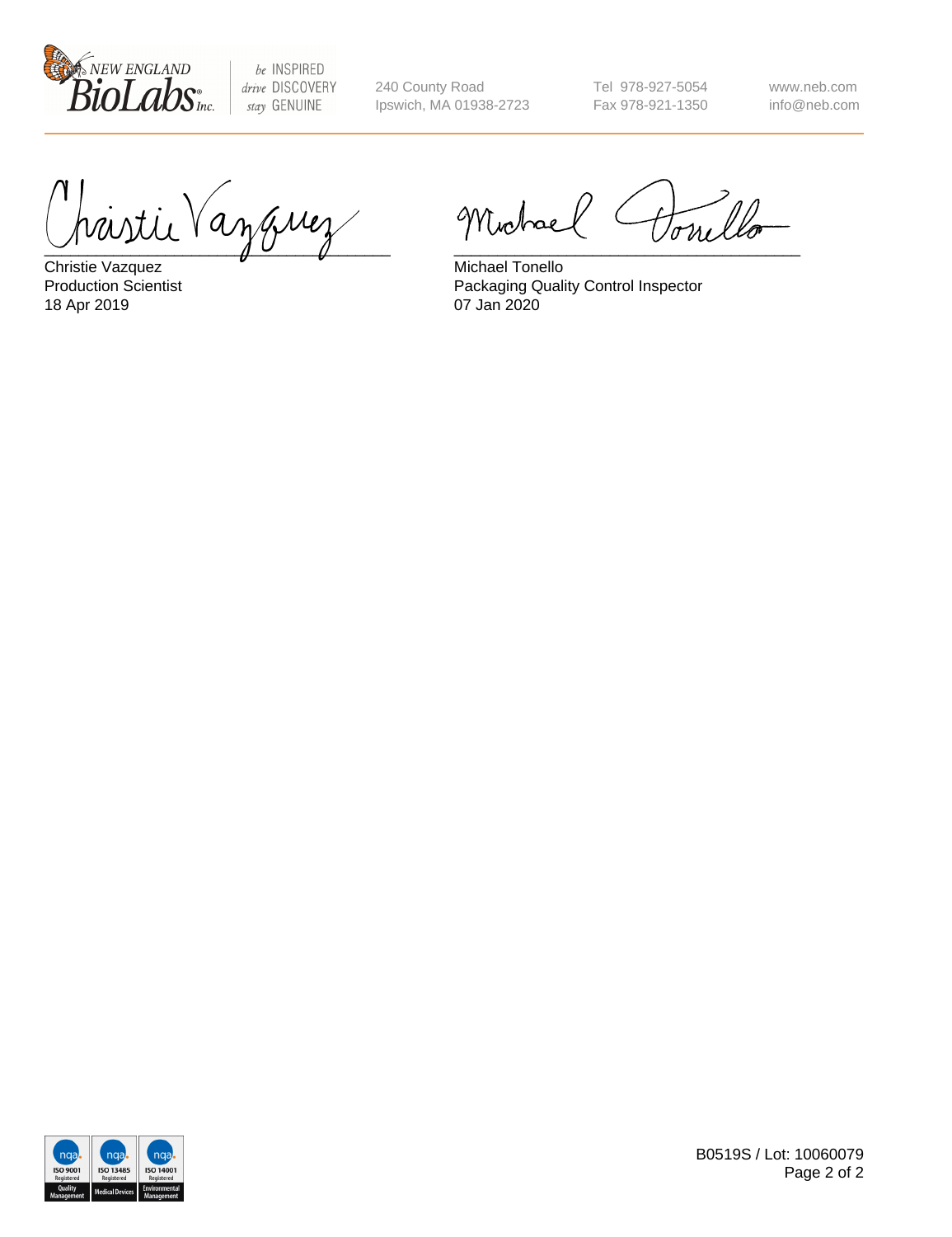Christie Vazquez
Production Scientist
18 Apr 2019

Michael Tonello
Packaging Quality Control Inspector
07 Jan 2020

B0519S / Lot: 10060079